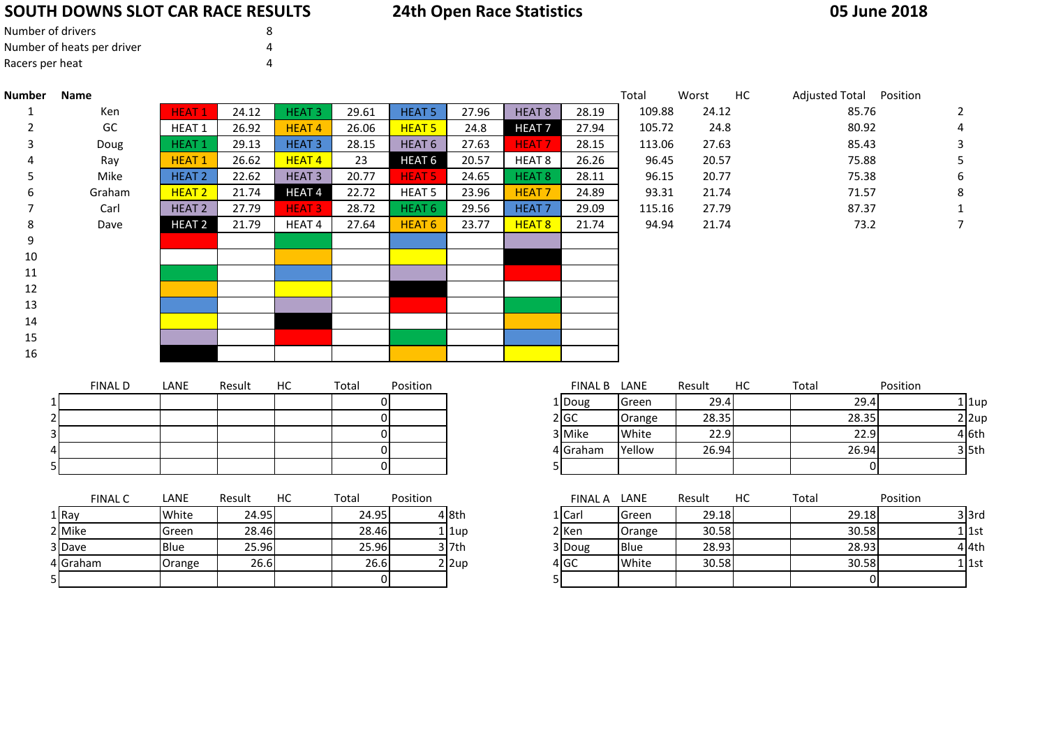# SOUTH DOWNS SLOT CAR RACE RESULTS

## 24th Open Race Statistics

**05 June 2018**

| | |
|---|---|
| Number of drivers | 8 |
| Number of heats per driver | 4 |
| Racers per heat | 4 |

| Number | Name | | | | | | | | | Total | Worst | HC | Adjusted Total | Position |
|---|---|---|---|---|---|---|---|---|---|---|---|---|---|---|
| 1 | Ken | HEAT 1 | 24.12 | HEAT 3 | 29.61 | HEAT 5 | 27.96 | HEAT 8 | 28.19 | 109.88 | 24.12 | | 85.76 | 2 |
| 2 | GC | HEAT 1 | 26.92 | HEAT 4 | 26.06 | HEAT 5 | 24.8 | HEAT 7 | 27.94 | 105.72 | 24.8 | | 80.92 | 4 |
| 3 | Doug | HEAT 1 | 29.13 | HEAT 3 | 28.15 | HEAT 6 | 27.63 | HEAT 7 | 28.15 | 113.06 | 27.63 | | 85.43 | 3 |
| 4 | Ray | HEAT 1 | 26.62 | HEAT 4 | 23 | HEAT 6 | 20.57 | HEAT 8 | 26.26 | 96.45 | 20.57 | | 75.88 | 5 |
| 5 | Mike | HEAT 2 | 22.62 | HEAT 3 | 20.77 | HEAT 5 | 24.65 | HEAT 8 | 28.11 | 96.15 | 20.77 | | 75.38 | 6 |
| 6 | Graham | HEAT 2 | 21.74 | HEAT 4 | 22.72 | HEAT 5 | 23.96 | HEAT 7 | 24.89 | 93.31 | 21.74 | | 71.57 | 8 |
| 7 | Carl | HEAT 2 | 27.79 | HEAT 3 | 28.72 | HEAT 6 | 29.56 | HEAT 7 | 29.09 | 115.16 | 27.79 | | 87.37 | 1 |
| 8 | Dave | HEAT 2 | 21.79 | HEAT 4 | 27.64 | HEAT 6 | 23.77 | HEAT 8 | 21.74 | 94.94 | 21.74 | | 73.2 | 7 |
| 9 | | | | | | | | | | | | | | |
| 10 | | | | | | | | | | | | | | |
| 11 | | | | | | | | | | | | | | |
| 12 | | | | | | | | | | | | | | |
| 13 | | | | | | | | | | | | | | |
| 14 | | | | | | | | | | | | | | |
| 15 | | | | | | | | | | | | | | |
| 16 | | | | | | | | | | | | | | |

| | FINAL D | LANE | Result | HC | Total | Position |
|---|---|---|---|---|---|---|
| 1 | | | | | 0 | |
| 2 | | | | | 0 | |
| 3 | | | | | 0 | |
| 4 | | | | | 0 | |
| 5 | | | | | 0 | |

| | FINAL B | LANE | Result | HC | Total | Position | |
|---|---|---|---|---|---|---|---|
| 1 | Doug | Green | 29.4 | | 29.4 | 1 | 1up |
| 2 | GC | Orange | 28.35 | | 28.35 | 2 | 2up |
| 3 | Mike | White | 22.9 | | 22.9 | 4 | 6th |
| 4 | Graham | Yellow | 26.94 | | 26.94 | 3 | 5th |
| 5 | | | | | 0 | | |

| | FINAL C | LANE | Result | HC | Total | Position | |
|---|---|---|---|---|---|---|---|
| 1 | Ray | White | 24.95 | | 24.95 | 4 | 8th |
| 2 | Mike | Green | 28.46 | | 28.46 | 1 | 1up |
| 3 | Dave | Blue | 25.96 | | 25.96 | 3 | 7th |
| 4 | Graham | Orange | 26.6 | | 26.6 | 2 | 2up |
| 5 | | | | | 0 | | |

| | FINAL A | LANE | Result | HC | Total | Position | |
|---|---|---|---|---|---|---|---|
| 1 | Carl | Green | 29.18 | | 29.18 | 3 | 3rd |
| 2 | Ken | Orange | 30.58 | | 30.58 | 1 | 1st |
| 3 | Doug | Blue | 28.93 | | 28.93 | 4 | 4th |
| 4 | GC | White | 30.58 | | 30.58 | 1 | 1st |
| 5 | | | | | 0 | | |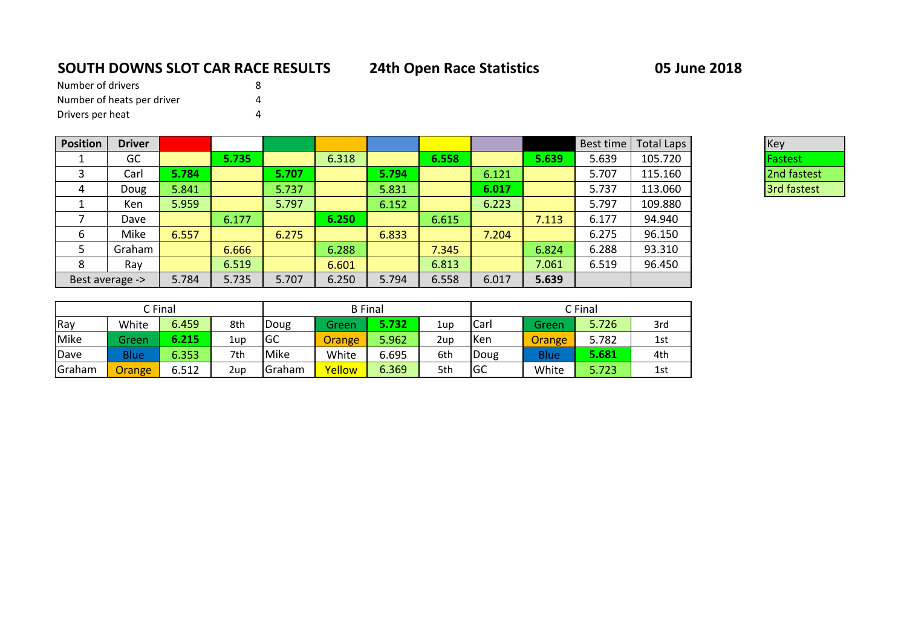**SOUTH DOWNS SLOT CAR RACE RESULTS** **24th Open Race Statistics** **05 June 2018**

Number of drivers 8
Number of heats per driver 4
Drivers per heat 4

| Position | Driver | Red | White | Green | Orange | Blue | Yellow | Purple | Black | Best time | Total Laps |
|---|---|---|---|---|---|---|---|---|---|---|---|
| 1 | GC | | **5.735** | | 6.318 | | **6.558** | | **5.639** | 5.639 | 105.720 |
| 3 | Carl | **5.784** | | **5.707** | | **5.794** | | 6.121 | | 5.707 | 115.160 |
| 4 | Doug | 5.841 | | 5.737 | | 5.831 | | **6.017** | | 5.737 | 113.060 |
| 1 | Ken | 5.959 | | 5.797 | | 6.152 | | 6.223 | | 5.797 | 109.880 |
| 7 | Dave | | 6.177 | | **6.250** | | 6.615 | | 7.113 | 6.177 | 94.940 |
| 6 | Mike | 6.557 | | 6.275 | | 6.833 | | 7.204 | | 6.275 | 96.150 |
| 5 | Graham | | 6.666 | | 6.288 | | 7.345 | | 6.824 | 6.288 | 93.310 |
| 8 | Ray | | 6.519 | | 6.601 | | 6.813 | | 7.061 | 6.519 | 96.450 |
| Best average -> | | 5.784 | 5.735 | 5.707 | 6.250 | 5.794 | 6.558 | 6.017 | **5.639** | | |

| Key |
|---|
| Fastest |
| 2nd fastest |
| 3rd fastest |

| C Final | | | | B Final | | | | C Final | | | |
|---|---|---|---|---|---|---|---|---|---|---|---|
| Ray | White | 6.459 | 8th | Doug | Green | **5.732** | 1up | Carl | Green | 5.726 | 3rd |
| Mike | Green | **6.215** | 1up | GC | Orange | 5.962 | 2up | Ken | Orange | 5.782 | 1st |
| Dave | Blue | 6.353 | 7th | Mike | White | 6.695 | 6th | Doug | Blue | **5.681** | 4th |
| Graham | Orange | 6.512 | 2up | Graham | Yellow | 6.369 | 5th | GC | White | 5.723 | 1st |